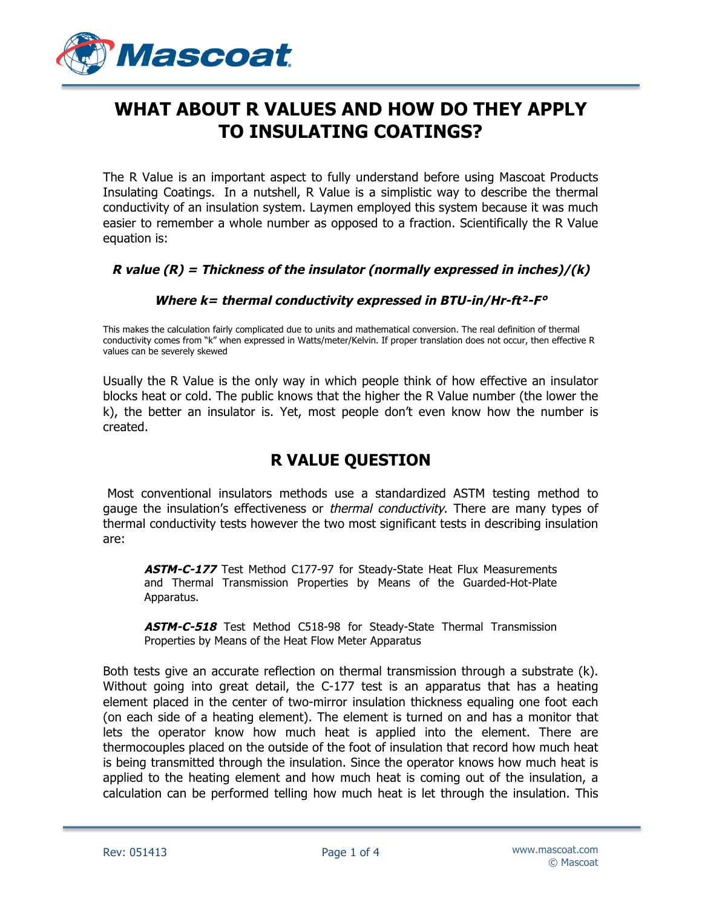# WHAT ABOUT R VALUES AND HOW DO THEY APPLY TO INSULATING COATINGS?

The R Value is an important aspect to fully understand before using Mascoat Products Insulating Coatings. In a nutshell, R Value is a simplistic way to describe the thermal conductivity of an insulation system. Laymen employed this system because it was much easier to remember a whole number as opposed to a fraction. Scientifically the R Value equation is:

***R value (R) = Thickness of the insulator (normally expressed in inches)/(k)***

***Where k= thermal conductivity expressed in BTU-in/Hr-ft²-F°***

This makes the calculation fairly complicated due to units and mathematical conversion. The real definition of thermal conductivity comes from "k" when expressed in Watts/meter/Kelvin. If proper translation does not occur, then effective R values can be severely skewed

Usually the R Value is the only way in which people think of how effective an insulator blocks heat or cold. The public knows that the higher the R Value number (the lower the k), the better an insulator is. Yet, most people don't even know how the number is created.

## R VALUE QUESTION

Most conventional insulators methods use a standardized ASTM testing method to gauge the insulation's effectiveness or *thermal conductivity*. There are many types of thermal conductivity tests however the two most significant tests in describing insulation are:

> ***ASTM-C-177*** Test Method C177-97 for Steady-State Heat Flux Measurements and Thermal Transmission Properties by Means of the Guarded-Hot-Plate Apparatus.
>
> ***ASTM-C-518*** Test Method C518-98 for Steady-State Thermal Transmission Properties by Means of the Heat Flow Meter Apparatus

Both tests give an accurate reflection on thermal transmission through a substrate (k). Without going into great detail, the C-177 test is an apparatus that has a heating element placed in the center of two-mirror insulation thickness equaling one foot each (on each side of a heating element). The element is turned on and has a monitor that lets the operator know how much heat is applied into the element. There are thermocouples placed on the outside of the foot of insulation that record how much heat is being transmitted through the insulation. Since the operator knows how much heat is applied to the heating element and how much heat is coming out of the insulation, a calculation can be performed telling how much heat is let through the insulation. This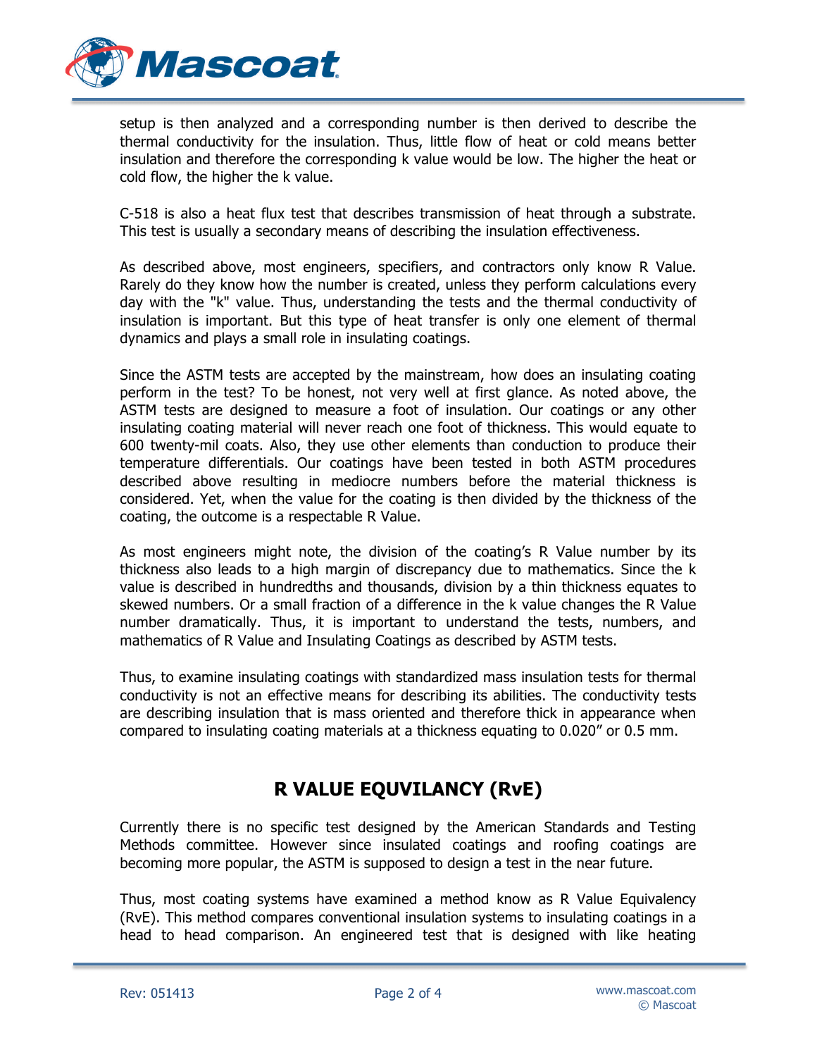setup is then analyzed and a corresponding number is then derived to describe the thermal conductivity for the insulation. Thus, little flow of heat or cold means better insulation and therefore the corresponding k value would be low. The higher the heat or cold flow, the higher the k value.

C-518 is also a heat flux test that describes transmission of heat through a substrate. This test is usually a secondary means of describing the insulation effectiveness.

As described above, most engineers, specifiers, and contractors only know R Value. Rarely do they know how the number is created, unless they perform calculations every day with the "k" value. Thus, understanding the tests and the thermal conductivity of insulation is important. But this type of heat transfer is only one element of thermal dynamics and plays a small role in insulating coatings.

Since the ASTM tests are accepted by the mainstream, how does an insulating coating perform in the test? To be honest, not very well at first glance. As noted above, the ASTM tests are designed to measure a foot of insulation. Our coatings or any other insulating coating material will never reach one foot of thickness. This would equate to 600 twenty-mil coats. Also, they use other elements than conduction to produce their temperature differentials. Our coatings have been tested in both ASTM procedures described above resulting in mediocre numbers before the material thickness is considered. Yet, when the value for the coating is then divided by the thickness of the coating, the outcome is a respectable R Value.

As most engineers might note, the division of the coating's R Value number by its thickness also leads to a high margin of discrepancy due to mathematics. Since the k value is described in hundredths and thousands, division by a thin thickness equates to skewed numbers. Or a small fraction of a difference in the k value changes the R Value number dramatically. Thus, it is important to understand the tests, numbers, and mathematics of R Value and Insulating Coatings as described by ASTM tests.

Thus, to examine insulating coatings with standardized mass insulation tests for thermal conductivity is not an effective means for describing its abilities. The conductivity tests are describing insulation that is mass oriented and therefore thick in appearance when compared to insulating coating materials at a thickness equating to 0.020" or 0.5 mm.

## R VALUE EQUVILANCY (RvE)

Currently there is no specific test designed by the American Standards and Testing Methods committee. However since insulated coatings and roofing coatings are becoming more popular, the ASTM is supposed to design a test in the near future.

Thus, most coating systems have examined a method know as R Value Equivalency (RvE). This method compares conventional insulation systems to insulating coatings in a head to head comparison. An engineered test that is designed with like heating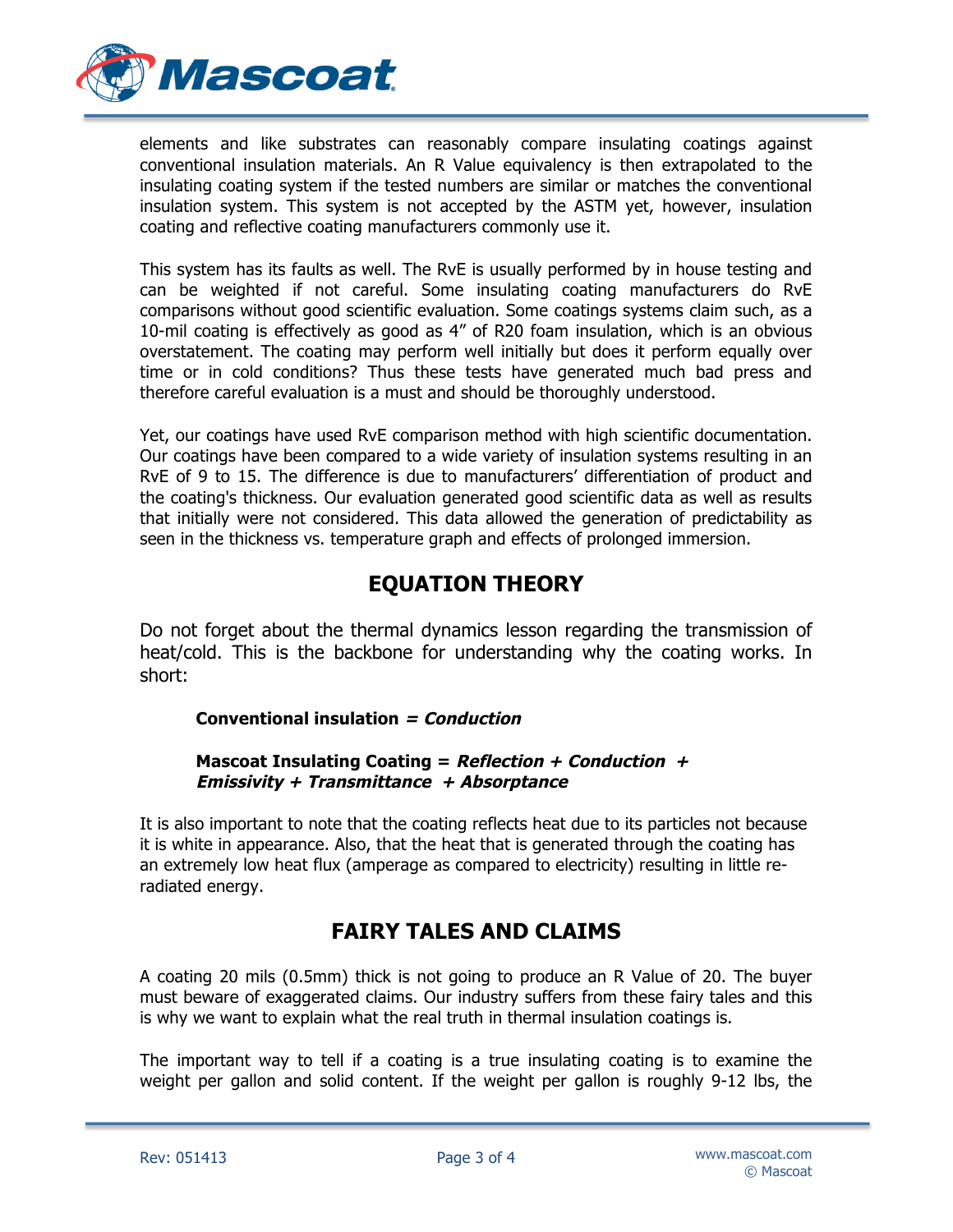elements and like substrates can reasonably compare insulating coatings against conventional insulation materials. An R Value equivalency is then extrapolated to the insulating coating system if the tested numbers are similar or matches the conventional insulation system. This system is not accepted by the ASTM yet, however, insulation coating and reflective coating manufacturers commonly use it.

This system has its faults as well. The RvE is usually performed by in house testing and can be weighted if not careful. Some insulating coating manufacturers do RvE comparisons without good scientific evaluation. Some coatings systems claim such, as a 10-mil coating is effectively as good as 4" of R20 foam insulation, which is an obvious overstatement. The coating may perform well initially but does it perform equally over time or in cold conditions? Thus these tests have generated much bad press and therefore careful evaluation is a must and should be thoroughly understood.

Yet, our coatings have used RvE comparison method with high scientific documentation. Our coatings have been compared to a wide variety of insulation systems resulting in an RvE of 9 to 15. The difference is due to manufacturers' differentiation of product and the coating's thickness. Our evaluation generated good scientific data as well as results that initially were not considered. This data allowed the generation of predictability as seen in the thickness vs. temperature graph and effects of prolonged immersion.

## EQUATION THEORY

Do not forget about the thermal dynamics lesson regarding the transmission of heat/cold. This is the backbone for understanding why the coating works. In short:

> **Conventional insulation = *Conduction***
>
> **Mascoat Insulating Coating = *Reflection + Conduction + Emissivity + Transmittance + Absorptance***

It is also important to note that the coating reflects heat due to its particles not because it is white in appearance. Also, that the heat that is generated through the coating has an extremely low heat flux (amperage as compared to electricity) resulting in little re-radiated energy.

## FAIRY TALES AND CLAIMS

A coating 20 mils (0.5mm) thick is not going to produce an R Value of 20. The buyer must beware of exaggerated claims. Our industry suffers from these fairy tales and this is why we want to explain what the real truth in thermal insulation coatings is.

The important way to tell if a coating is a true insulating coating is to examine the weight per gallon and solid content. If the weight per gallon is roughly 9-12 lbs, the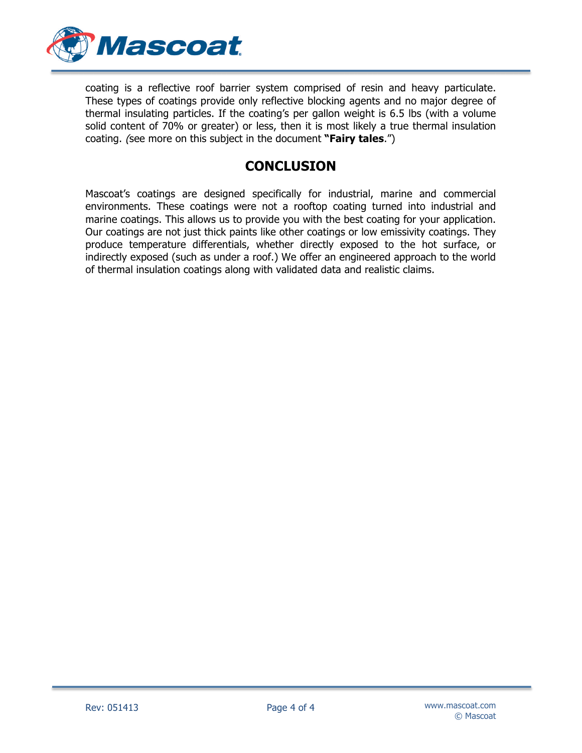coating is a reflective roof barrier system comprised of resin and heavy particulate. These types of coatings provide only reflective blocking agents and no major degree of thermal insulating particles. If the coating's per gallon weight is 6.5 lbs (with a volume solid content of 70% or greater) or less, then it is most likely a true thermal insulation coating. *(*see more on this subject in the document **"Fairy tales**.")

## CONCLUSION

Mascoat's coatings are designed specifically for industrial, marine and commercial environments. These coatings were not a rooftop coating turned into industrial and marine coatings. This allows us to provide you with the best coating for your application. Our coatings are not just thick paints like other coatings or low emissivity coatings. They produce temperature differentials, whether directly exposed to the hot surface, or indirectly exposed (such as under a roof.) We offer an engineered approach to the world of thermal insulation coatings along with validated data and realistic claims.